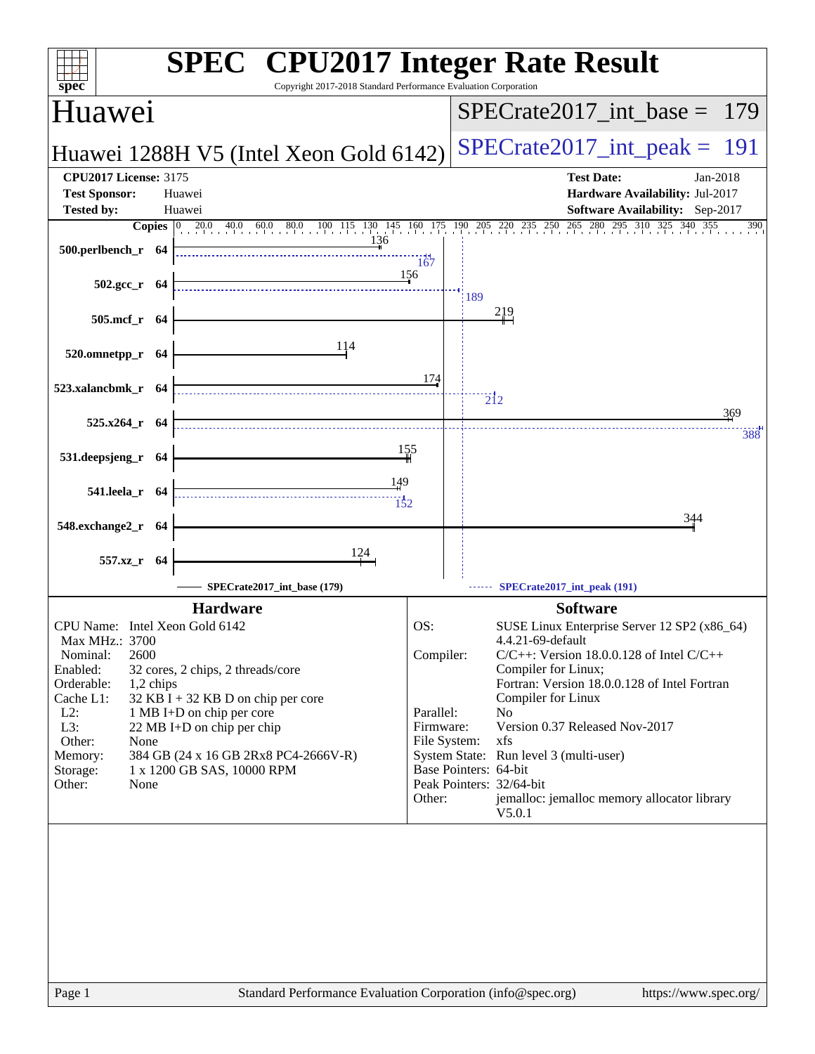# SPEC CPU2017 Integer Rate Result

Copyright 2017-2018 Standard Performance Evaluation Corporation

## Huawei

## Huawei 1288H V5 (Intel Xeon Gold 6142)

**SPECrate2017_int_base = 179**

**SPECrate2017_int_peak = 191**

**CPU2017 License:** 3175
**Test Sponsor:** Huawei
**Tested by:** Huawei

**Test Date:** Jan-2018
**Hardware Availability:** Jul-2017
**Software Availability:** Sep-2017

| Benchmark | Copies | Base | Peak |
|---|---|---|---|
| 500.perlbench_r | 64 | 136 | 167 |
| 502.gcc_r | 64 | 156 | 189 |
| 505.mcf_r | 64 | 219 | |
| 520.omnetpp_r | 64 | 114 | |
| 523.xalancbmk_r | 64 | 174 | 212 |
| 525.x264_r | 64 | 369 | 388 |
| 531.deepsjeng_r | 64 | 155 | |
| 541.leela_r | 64 | 149 | 152 |
| 548.exchange2_r | 64 | 344 | |
| 557.xz_r | 64 | 124 | |

SPECrate2017_int_base (179) — SPECrate2017_int_peak (191)

### Hardware

- **CPU Name:** Intel Xeon Gold 6142
- **Max MHz.:** 3700
- **Nominal:** 2600
- **Enabled:** 32 cores, 2 chips, 2 threads/core
- **Orderable:** 1,2 chips
- **Cache L1:** 32 KB I + 32 KB D on chip per core
- **L2:** 1 MB I+D on chip per core
- **L3:** 22 MB I+D on chip per chip
- **Other:** None
- **Memory:** 384 GB (24 x 16 GB 2Rx8 PC4-2666V-R)
- **Storage:** 1 x 1200 GB SAS, 10000 RPM
- **Other:** None

### Software

- **OS:** SUSE Linux Enterprise Server 12 SP2 (x86_64) 4.4.21-69-default
- **Compiler:** C/C++: Version 18.0.0.128 of Intel C/C++ Compiler for Linux; Fortran: Version 18.0.0.128 of Intel Fortran Compiler for Linux
- **Parallel:** No
- **Firmware:** Version 0.37 Released Nov-2017
- **File System:** xfs
- **System State:** Run level 3 (multi-user)
- **Base Pointers:** 64-bit
- **Peak Pointers:** 32/64-bit
- **Other:** jemalloc: jemalloc memory allocator library V5.0.1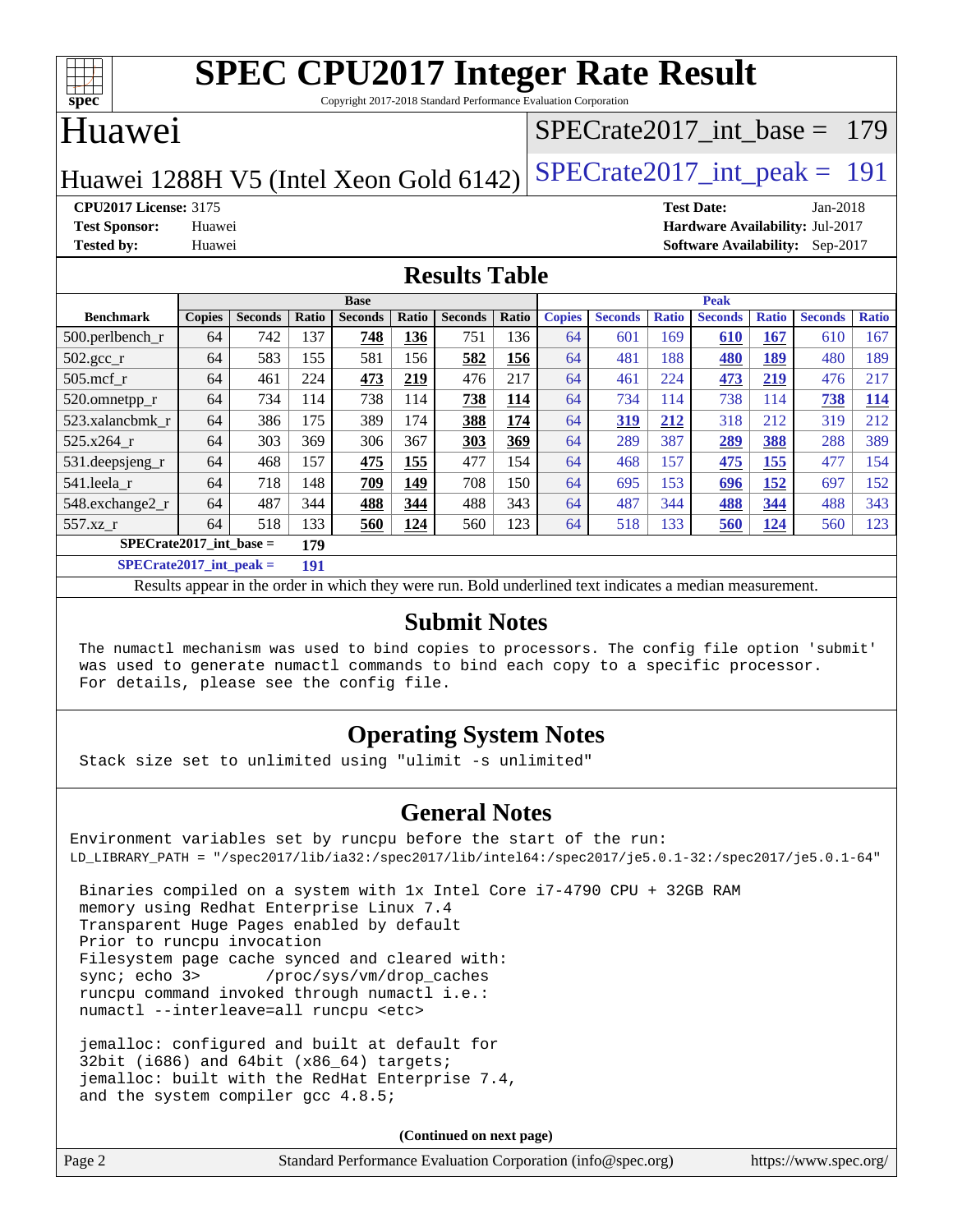# SPEC CPU2017 Integer Rate Result

Copyright 2017-2018 Standard Performance Evaluation Corporation

## Huawei

Huawei 1288H V5 (Intel Xeon Gold 6142)

SPECrate2017_int_base = 179

SPECrate2017_int_peak = 191

**CPU2017 License:** 3175
**Test Sponsor:** Huawei
**Tested by:** Huawei

**Test Date:** Jan-2018
**Hardware Availability:** Jul-2017
**Software Availability:** Sep-2017

## Results Table

| Benchmark | Base | | | | | | | Peak | | | | | | |
|---|---|---|---|---|---|---|---|---|---|---|---|---|---|---|
| | Copies | Seconds | Ratio | Seconds | Ratio | Seconds | Ratio | Copies | Seconds | Ratio | Seconds | Ratio | Seconds | Ratio |
| 500.perlbench_r | 64 | 742 | 137 | **748** | **136** | 751 | 136 | 64 | 601 | 169 | **610** | **167** | 610 | 167 |
| 502.gcc_r | 64 | 583 | 155 | 581 | 156 | **582** | **156** | 64 | 481 | 188 | **480** | **189** | 480 | 189 |
| 505.mcf_r | 64 | 461 | 224 | **473** | **219** | 476 | 217 | 64 | 461 | 224 | **473** | **219** | 476 | 217 |
| 520.omnetpp_r | 64 | 734 | 114 | 738 | 114 | **738** | **114** | 64 | 734 | 114 | 738 | 114 | **738** | **114** |
| 523.xalancbmk_r | 64 | 386 | 175 | 389 | 174 | **388** | **174** | 64 | **319** | **212** | 318 | 212 | 319 | 212 |
| 525.x264_r | 64 | 303 | 369 | 306 | 367 | **303** | **369** | 64 | 289 | 387 | **289** | **388** | 288 | 389 |
| 531.deepsjeng_r | 64 | 468 | 157 | **475** | **155** | 477 | 154 | 64 | 468 | 157 | **475** | **155** | 477 | 154 |
| 541.leela_r | 64 | 718 | 148 | **709** | **149** | 708 | 150 | 64 | 695 | 153 | **696** | **152** | 697 | 152 |
| 548.exchange2_r | 64 | 487 | 344 | **488** | **344** | 488 | 343 | 64 | 487 | 344 | **488** | **344** | 488 | 343 |
| 557.xz_r | 64 | 518 | 133 | **560** | **124** | 560 | 123 | 64 | 518 | 133 | **560** | **124** | 560 | 123 |

**SPECrate2017_int_base = 179**

**SPECrate2017_int_peak = 191**

Results appear in the order in which they were run. Bold underlined text indicates a median measurement.

## Submit Notes

```
The numactl mechanism was used to bind copies to processors. The config file option 'submit'
was used to generate numactl commands to bind each copy to a specific processor.
For details, please see the config file.
```

## Operating System Notes

```
Stack size set to unlimited using "ulimit -s unlimited"
```

## General Notes

```
Environment variables set by runcpu before the start of the run:
LD_LIBRARY_PATH = "/spec2017/lib/ia32:/spec2017/lib/intel64:/spec2017/je5.0.1-32:/spec2017/je5.0.1-64"

 Binaries compiled on a system with 1x Intel Core i7-4790 CPU + 32GB RAM
 memory using Redhat Enterprise Linux 7.4
 Transparent Huge Pages enabled by default
 Prior to runcpu invocation
 Filesystem page cache synced and cleared with:
 sync; echo 3>       /proc/sys/vm/drop_caches
 runcpu command invoked through numactl i.e.:
 numactl --interleave=all runcpu <etc>

 jemalloc: configured and built at default for
 32bit (i686) and 64bit (x86_64) targets;
 jemalloc: built with the RedHat Enterprise 7.4,
 and the system compiler gcc 4.8.5;
```

**(Continued on next page)**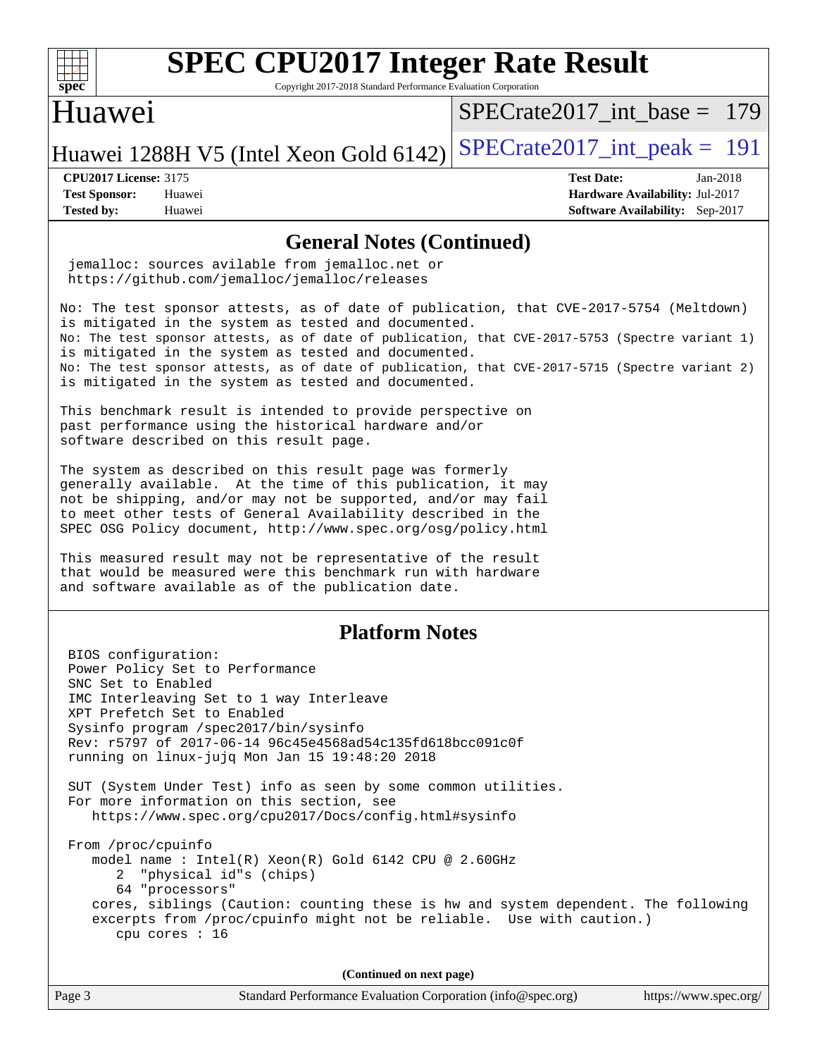## General Notes (Continued)

```
jemalloc: sources avilable from jemalloc.net or
https://github.com/jemalloc/jemalloc/releases
```

No: The test sponsor attests, as of date of publication, that CVE-2017-5754 (Meltdown) is mitigated in the system as tested and documented.
No: The test sponsor attests, as of date of publication, that CVE-2017-5753 (Spectre variant 1) is mitigated in the system as tested and documented.
No: The test sponsor attests, as of date of publication, that CVE-2017-5715 (Spectre variant 2) is mitigated in the system as tested and documented.

This benchmark result is intended to provide perspective on past performance using the historical hardware and/or software described on this result page.

The system as described on this result page was formerly generally available. At the time of this publication, it may not be shipping, and/or may not be supported, and/or may fail to meet other tests of General Availability described in the SPEC OSG Policy document, http://www.spec.org/osg/policy.html

This measured result may not be representative of the result that would be measured were this benchmark run with hardware and software available as of the publication date.

## Platform Notes

```
BIOS configuration:
Power Policy Set to Performance
SNC Set to Enabled
IMC Interleaving Set to 1 way Interleave
XPT Prefetch Set to Enabled
Sysinfo program /spec2017/bin/sysinfo
Rev: r5797 of 2017-06-14 96c45e4568ad54c135fd618bcc091c0f
running on linux-jujq Mon Jan 15 19:48:20 2018

SUT (System Under Test) info as seen by some common utilities.
For more information on this section, see
   https://www.spec.org/cpu2017/Docs/config.html#sysinfo

From /proc/cpuinfo
   model name : Intel(R) Xeon(R) Gold 6142 CPU @ 2.60GHz
      2  "physical id"s (chips)
      64 "processors"
   cores, siblings (Caution: counting these is hw and system dependent. The following
   excerpts from /proc/cpuinfo might not be reliable.  Use with caution.)
      cpu cores : 16
```

(Continued on next page)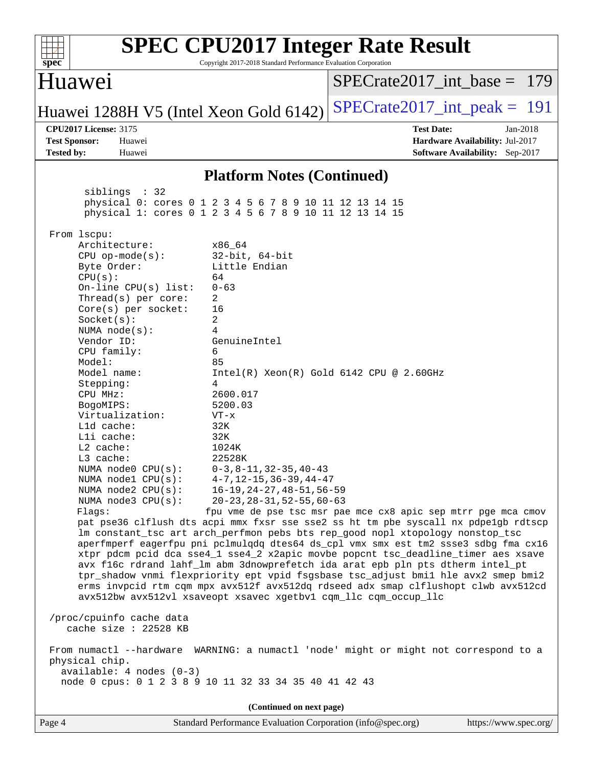## Platform Notes (Continued)

```
      siblings  : 32
      physical 0: cores 0 1 2 3 4 5 6 7 8 9 10 11 12 13 14 15
      physical 1: cores 0 1 2 3 4 5 6 7 8 9 10 11 12 13 14 15

 From lscpu:
      Architecture:          x86_64
      CPU op-mode(s):        32-bit, 64-bit
      Byte Order:            Little Endian
      CPU(s):                64
      On-line CPU(s) list:   0-63
      Thread(s) per core:    2
      Core(s) per socket:    16
      Socket(s):             2
      NUMA node(s):          4
      Vendor ID:             GenuineIntel
      CPU family:            6
      Model:                 85
      Model name:            Intel(R) Xeon(R) Gold 6142 CPU @ 2.60GHz
      Stepping:              4
      CPU MHz:               2600.017
      BogoMIPS:              5200.03
      Virtualization:        VT-x
      L1d cache:             32K
      L1i cache:             32K
      L2 cache:              1024K
      L3 cache:              22528K
      NUMA node0 CPU(s):     0-3,8-11,32-35,40-43
      NUMA node1 CPU(s):     4-7,12-15,36-39,44-47
      NUMA node2 CPU(s):     16-19,24-27,48-51,56-59
      NUMA node3 CPU(s):     20-23,28-31,52-55,60-63
      Flags:                 fpu vme de pse tsc msr pae mce cx8 apic sep mtrr pge mca cmov
      pat pse36 clflush dts acpi mmx fxsr sse sse2 ss ht tm pbe syscall nx pdpe1gb rdtscp
      lm constant_tsc art arch_perfmon pebs bts rep_good nopl xtopology nonstop_tsc
      aperfmperf eagerfpu pni pclmulqdq dtes64 ds_cpl vmx smx est tm2 ssse3 sdbg fma cx16
      xtpr pdcm pcid dca sse4_1 sse4_2 x2apic movbe popcnt tsc_deadline_timer aes xsave
      avx f16c rdrand lahf_lm abm 3dnowprefetch ida arat epb pln pts dtherm intel_pt
      tpr_shadow vnmi flexpriority ept vpid fsgsbase tsc_adjust bmi1 hle avx2 smep bmi2
      erms invpcid rtm cqm mpx avx512f avx512dq rdseed adx smap clflushopt clwb avx512cd
      avx512bw avx512vl xsaveopt xsavec xgetbv1 cqm_llc cqm_occup_llc

 /proc/cpuinfo cache data
    cache size : 22528 KB

 From numactl --hardware  WARNING: a numactl 'node' might or might not correspond to a
 physical chip.
   available: 4 nodes (0-3)
   node 0 cpus: 0 1 2 3 8 9 10 11 32 33 34 35 40 41 42 43
```

(Continued on next page)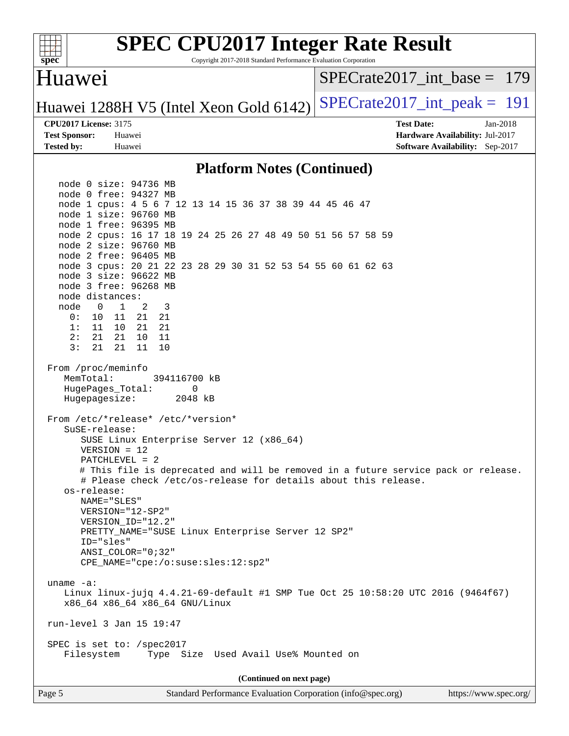# SPEC CPU2017 Integer Rate Result

Copyright 2017-2018 Standard Performance Evaluation Corporation

## Huawei

Huawei 1288H V5 (Intel Xeon Gold 6142)

SPECrate2017_int_base = 179

SPECrate2017_int_peak = 191

**CPU2017 License:** 3175
**Test Sponsor:** Huawei
**Tested by:** Huawei

**Test Date:** Jan-2018
**Hardware Availability:** Jul-2017
**Software Availability:** Sep-2017

### Platform Notes (Continued)

```
   node 0 size: 94736 MB
   node 0 free: 94327 MB
   node 1 cpus: 4 5 6 7 12 13 14 15 36 37 38 39 44 45 46 47
   node 1 size: 96760 MB
   node 1 free: 96395 MB
   node 2 cpus: 16 17 18 19 24 25 26 27 48 49 50 51 56 57 58 59
   node 2 size: 96760 MB
   node 2 free: 96405 MB
   node 3 cpus: 20 21 22 23 28 29 30 31 52 53 54 55 60 61 62 63
   node 3 size: 96622 MB
   node 3 free: 96268 MB
   node distances:
   node   0   1   2   3
     0:  10  11  21  21
     1:  11  10  21  21
     2:  21  21  10  11
     3:  21  21  11  10

 From /proc/meminfo
    MemTotal:       394116700 kB
    HugePages_Total:       0
    Hugepagesize:       2048 kB

 From /etc/*release* /etc/*version*
    SuSE-release:
       SUSE Linux Enterprise Server 12 (x86_64)
       VERSION = 12
       PATCHLEVEL = 2
       # This file is deprecated and will be removed in a future service pack or release.
       # Please check /etc/os-release for details about this release.
    os-release:
       NAME="SLES"
       VERSION="12-SP2"
       VERSION_ID="12.2"
       PRETTY_NAME="SUSE Linux Enterprise Server 12 SP2"
       ID="sles"
       ANSI_COLOR="0;32"
       CPE_NAME="cpe:/o:suse:sles:12:sp2"

 uname -a:
    Linux linux-jujq 4.4.21-69-default #1 SMP Tue Oct 25 10:58:20 UTC 2016 (9464f67)
    x86_64 x86_64 x86_64 GNU/Linux

 run-level 3 Jan 15 19:47

 SPEC is set to: /spec2017
    Filesystem     Type  Size  Used Avail Use% Mounted on
```

(Continued on next page)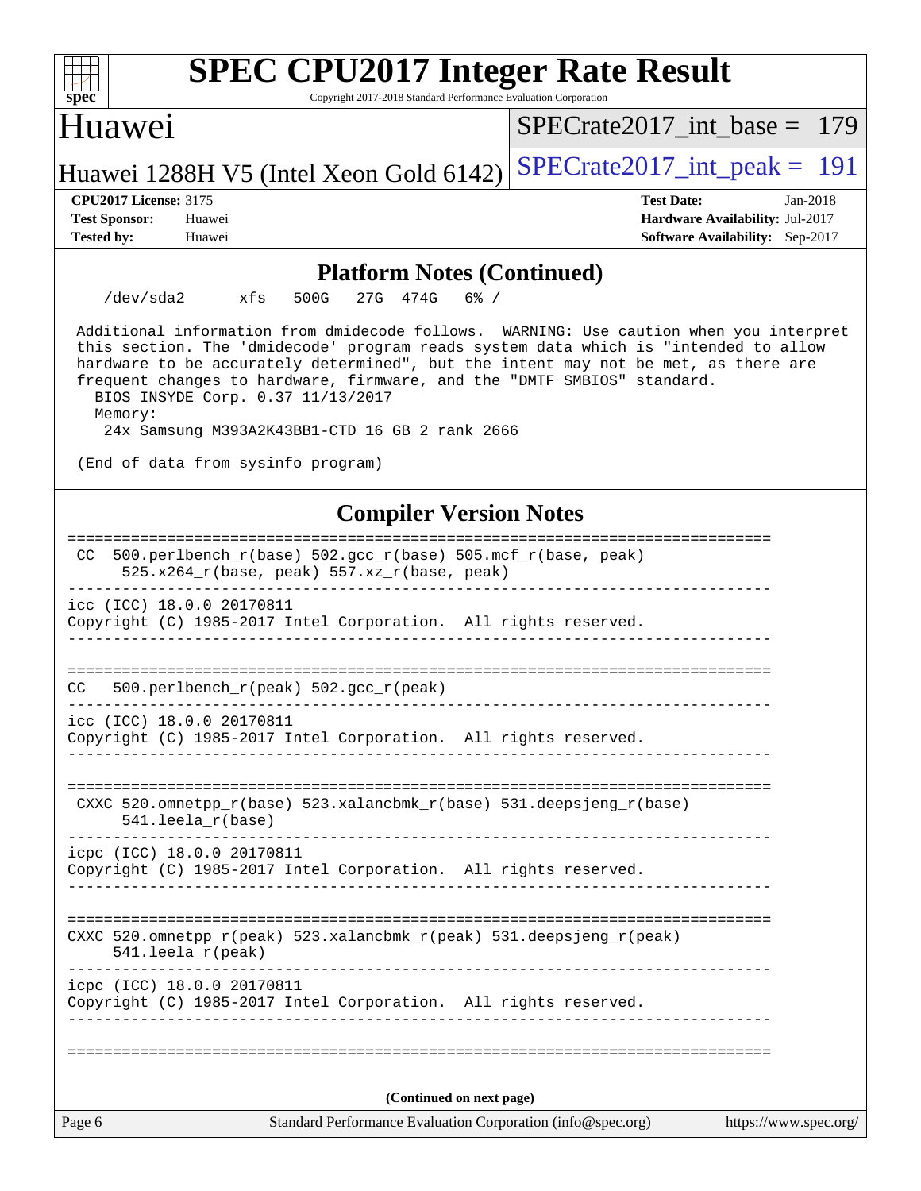## Platform Notes (Continued)

```
    /dev/sda2      xfs   500G   27G  474G   6% /

 Additional information from dmidecode follows.  WARNING: Use caution when you interpret
 this section. The 'dmidecode' program reads system data which is "intended to allow
 hardware to be accurately determined", but the intent may not be met, as there are
 frequent changes to hardware, firmware, and the "DMTF SMBIOS" standard.
   BIOS INSYDE Corp. 0.37 11/13/2017
   Memory:
     24x Samsung M393A2K43BB1-CTD 16 GB 2 rank 2666

 (End of data from sysinfo program)
```

## Compiler Version Notes

```
==============================================================================
 CC  500.perlbench_r(base) 502.gcc_r(base) 505.mcf_r(base, peak)
      525.x264_r(base, peak) 557.xz_r(base, peak)
------------------------------------------------------------------------------
icc (ICC) 18.0.0 20170811
Copyright (C) 1985-2017 Intel Corporation.  All rights reserved.
------------------------------------------------------------------------------

==============================================================================
CC   500.perlbench_r(peak) 502.gcc_r(peak)
------------------------------------------------------------------------------
icc (ICC) 18.0.0 20170811
Copyright (C) 1985-2017 Intel Corporation.  All rights reserved.
------------------------------------------------------------------------------

==============================================================================
 CXXC 520.omnetpp_r(base) 523.xalancbmk_r(base) 531.deepsjeng_r(base)
      541.leela_r(base)
------------------------------------------------------------------------------
icpc (ICC) 18.0.0 20170811
Copyright (C) 1985-2017 Intel Corporation.  All rights reserved.
------------------------------------------------------------------------------

==============================================================================
CXXC 520.omnetpp_r(peak) 523.xalancbmk_r(peak) 531.deepsjeng_r(peak)
     541.leela_r(peak)
------------------------------------------------------------------------------
icpc (ICC) 18.0.0 20170811
Copyright (C) 1985-2017 Intel Corporation.  All rights reserved.
------------------------------------------------------------------------------

==============================================================================
```

(Continued on next page)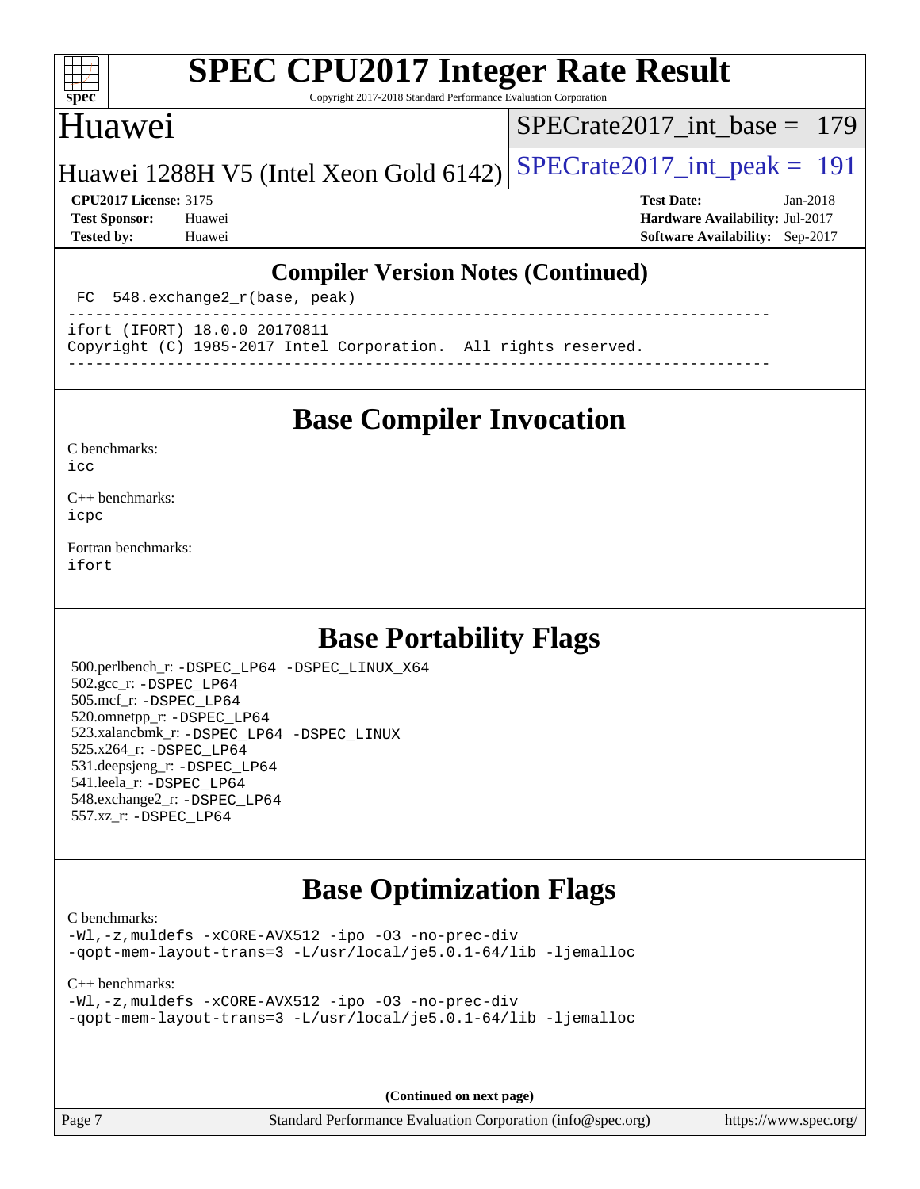## Compiler Version Notes (Continued)

```
 FC  548.exchange2_r(base, peak)
------------------------------------------------------------------------------
ifort (IFORT) 18.0.0 20170811
Copyright (C) 1985-2017 Intel Corporation.  All rights reserved.
------------------------------------------------------------------------------
```

## Base Compiler Invocation

C benchmarks:
icc

C++ benchmarks:
icpc

Fortran benchmarks:
ifort

## Base Portability Flags

500.perlbench_r: -DSPEC_LP64 -DSPEC_LINUX_X64
502.gcc_r: -DSPEC_LP64
505.mcf_r: -DSPEC_LP64
520.omnetpp_r: -DSPEC_LP64
523.xalancbmk_r: -DSPEC_LP64 -DSPEC_LINUX
525.x264_r: -DSPEC_LP64
531.deepsjeng_r: -DSPEC_LP64
541.leela_r: -DSPEC_LP64
548.exchange2_r: -DSPEC_LP64
557.xz_r: -DSPEC_LP64

## Base Optimization Flags

C benchmarks:
-Wl,-z,muldefs -xCORE-AVX512 -ipo -O3 -no-prec-div
-qopt-mem-layout-trans=3 -L/usr/local/je5.0.1-64/lib -ljemalloc

C++ benchmarks:
-Wl,-z,muldefs -xCORE-AVX512 -ipo -O3 -no-prec-div
-qopt-mem-layout-trans=3 -L/usr/local/je5.0.1-64/lib -ljemalloc

**(Continued on next page)**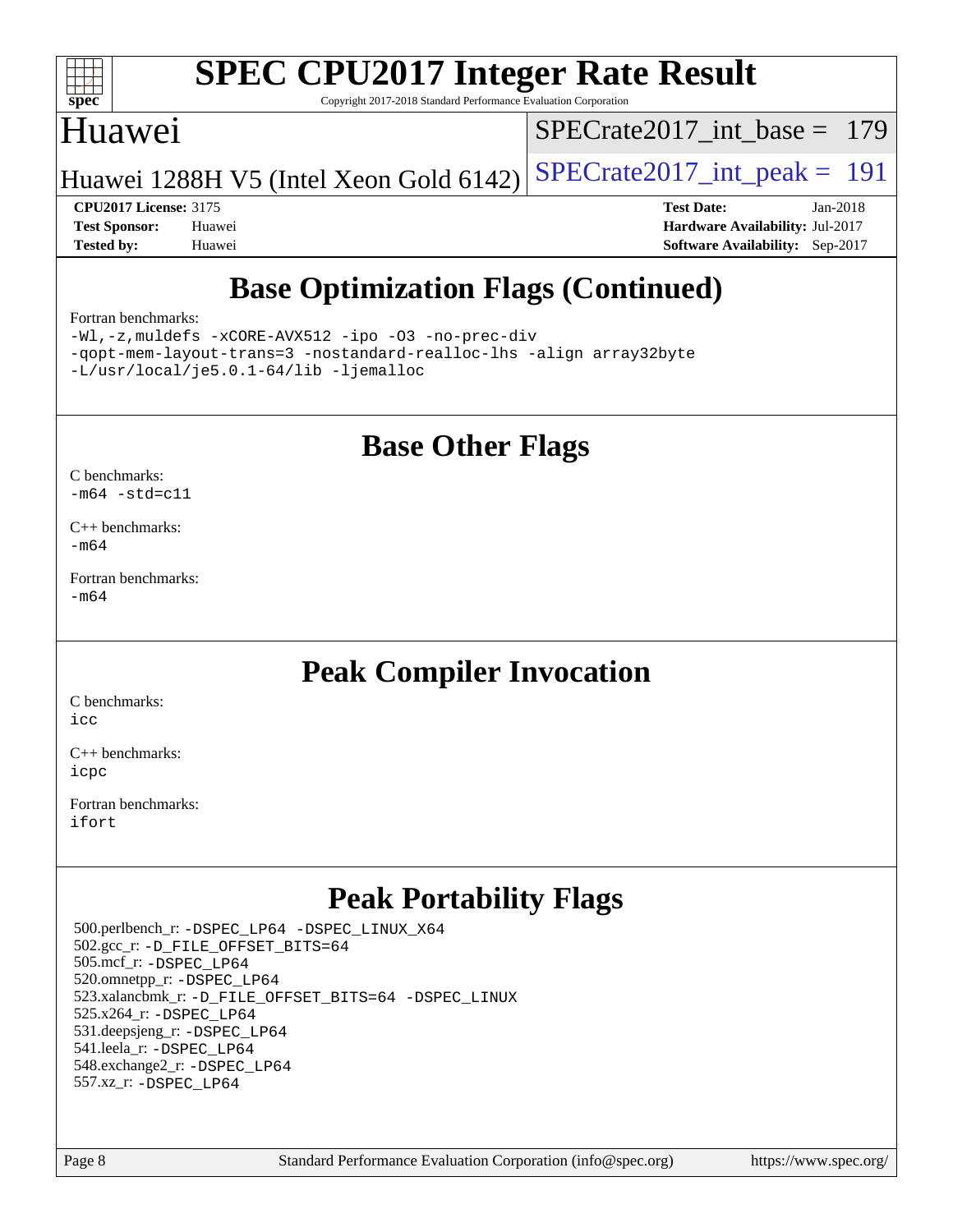## Base Optimization Flags (Continued)

Fortran benchmarks:

```
-Wl,-z,muldefs -xCORE-AVX512 -ipo -O3 -no-prec-div
-qopt-mem-layout-trans=3 -nostandard-realloc-lhs -align array32byte
-L/usr/local/je5.0.1-64/lib -ljemalloc
```

## Base Other Flags

C benchmarks:
`-m64 -std=c11`

C++ benchmarks:
`-m64`

Fortran benchmarks:
`-m64`

## Peak Compiler Invocation

C benchmarks:
`icc`

C++ benchmarks:
`icpc`

Fortran benchmarks:
`ifort`

## Peak Portability Flags

500.perlbench_r: `-DSPEC_LP64 -DSPEC_LINUX_X64`
502.gcc_r: `-D_FILE_OFFSET_BITS=64`
505.mcf_r: `-DSPEC_LP64`
520.omnetpp_r: `-DSPEC_LP64`
523.xalancbmk_r: `-D_FILE_OFFSET_BITS=64 -DSPEC_LINUX`
525.x264_r: `-DSPEC_LP64`
531.deepsjeng_r: `-DSPEC_LP64`
541.leela_r: `-DSPEC_LP64`
548.exchange2_r: `-DSPEC_LP64`
557.xz_r: `-DSPEC_LP64`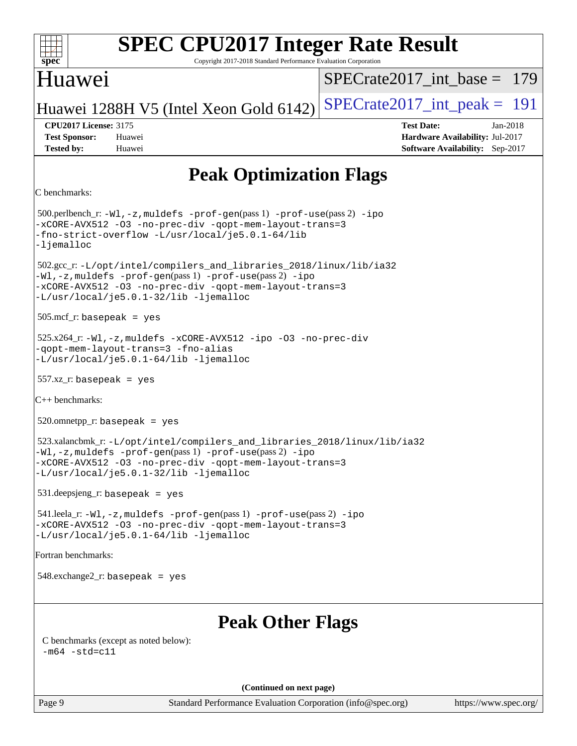# Peak Optimization Flags

C benchmarks:

500.perlbench_r: `-Wl,-z,muldefs -prof-gen`(pass 1) `-prof-use`(pass 2) `-ipo -xCORE-AVX512 -O3 -no-prec-div -qopt-mem-layout-trans=3 -fno-strict-overflow -L/usr/local/je5.0.1-64/lib -ljemalloc`

502.gcc_r: `-L/opt/intel/compilers_and_libraries_2018/linux/lib/ia32 -Wl,-z,muldefs -prof-gen`(pass 1) `-prof-use`(pass 2) `-ipo -xCORE-AVX512 -O3 -no-prec-div -qopt-mem-layout-trans=3 -L/usr/local/je5.0.1-32/lib -ljemalloc`

505.mcf_r: `basepeak = yes`

525.x264_r: `-Wl,-z,muldefs -xCORE-AVX512 -ipo -O3 -no-prec-div -qopt-mem-layout-trans=3 -fno-alias -L/usr/local/je5.0.1-64/lib -ljemalloc`

557.xz_r: `basepeak = yes`

C++ benchmarks:

520.omnetpp_r: `basepeak = yes`

523.xalancbmk_r: `-L/opt/intel/compilers_and_libraries_2018/linux/lib/ia32 -Wl,-z,muldefs -prof-gen`(pass 1) `-prof-use`(pass 2) `-ipo -xCORE-AVX512 -O3 -no-prec-div -qopt-mem-layout-trans=3 -L/usr/local/je5.0.1-32/lib -ljemalloc`

531.deepsjeng_r: `basepeak = yes`

541.leela_r: `-Wl,-z,muldefs -prof-gen`(pass 1) `-prof-use`(pass 2) `-ipo -xCORE-AVX512 -O3 -no-prec-div -qopt-mem-layout-trans=3 -L/usr/local/je5.0.1-64/lib -ljemalloc`

Fortran benchmarks:

548.exchange2_r: `basepeak = yes`

# Peak Other Flags

C benchmarks (except as noted below):
`-m64 -std=c11`

**(Continued on next page)**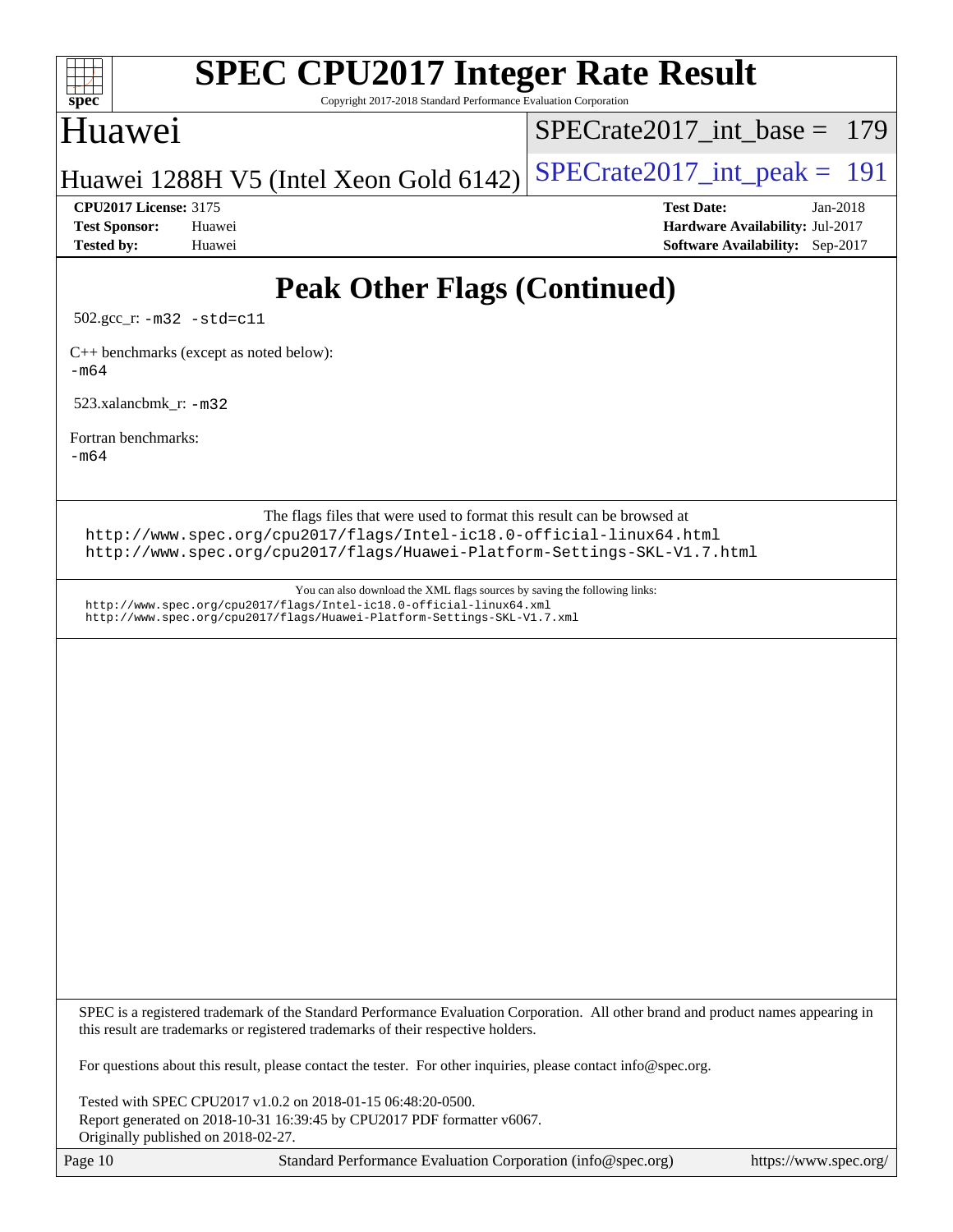# Peak Other Flags (Continued)

502.gcc_r: `-m32 -std=c11`

C++ benchmarks (except as noted below):
`-m64`

523.xalancbmk_r: `-m32`

Fortran benchmarks:
`-m64`

The flags files that were used to format this result can be browsed at
http://www.spec.org/cpu2017/flags/Intel-ic18.0-official-linux64.html
http://www.spec.org/cpu2017/flags/Huawei-Platform-Settings-SKL-V1.7.html

You can also download the XML flags sources by saving the following links:
http://www.spec.org/cpu2017/flags/Intel-ic18.0-official-linux64.xml
http://www.spec.org/cpu2017/flags/Huawei-Platform-Settings-SKL-V1.7.xml

SPEC is a registered trademark of the Standard Performance Evaluation Corporation. All other brand and product names appearing in this result are trademarks or registered trademarks of their respective holders.

For questions about this result, please contact the tester. For other inquiries, please contact info@spec.org.

Tested with SPEC CPU2017 v1.0.2 on 2018-01-15 06:48:20-0500.
Report generated on 2018-10-31 16:39:45 by CPU2017 PDF formatter v6067.
Originally published on 2018-02-27.